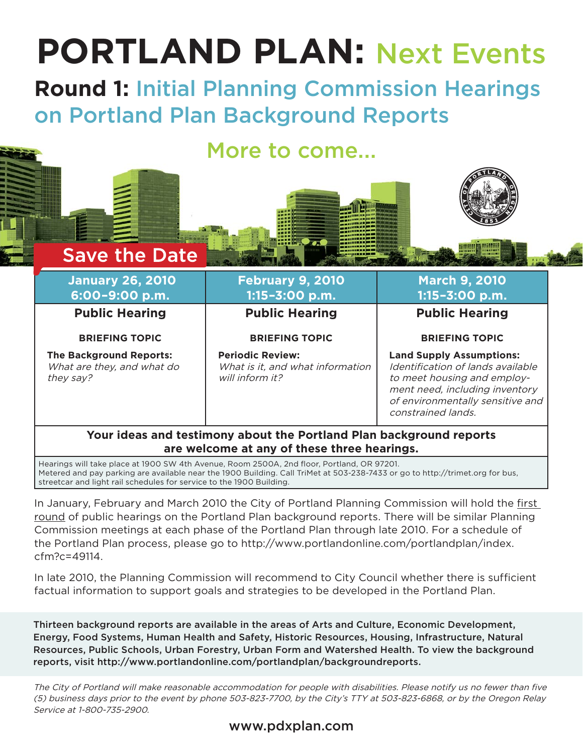# PORTLAND PLAN: Next Events

## Round 1: Initial Planning Commission Hearings on Portland Plan Background Reports

### More to come...

### Save the Date

| January 26, 2010 6:00–9:00 p.m. | February 9, 2010 1:15–3:00 p.m. | March 9, 2010 1:15–3:00 p.m. |
|---|---|---|
| **Public Hearing** | **Public Hearing** | **Public Hearing** |
| **BRIEFING TOPIC** | **BRIEFING TOPIC** | **BRIEFING TOPIC** |
| **The Background Reports:** *What are they, and what do they say?* | **Periodic Review:** *What is it, and what information will inform it?* | **Land Supply Assumptions:** *Identification of lands available to meet housing and employment need, including inventory of environmentally sensitive and constrained lands.* |

**Your ideas and testimony about the Portland Plan background reports are welcome at any of these three hearings.**

Hearings will take place at 1900 SW 4th Avenue, Room 2500A, 2nd floor, Portland, OR 97201.
Metered and pay parking are available near the 1900 Building. Call TriMet at 503-238-7433 or go to http://trimet.org for bus, streetcar and light rail schedules for service to the 1900 Building.

In January, February and March 2010 the City of Portland Planning Commission will hold the first round of public hearings on the Portland Plan background reports. There will be similar Planning Commission meetings at each phase of the Portland Plan through late 2010. For a schedule of the Portland Plan process, please go to http://www.portlandonline.com/portlandplan/index.cfm?c=49114.

In late 2010, the Planning Commission will recommend to City Council whether there is sufficient factual information to support goals and strategies to be developed in the Portland Plan.

**Thirteen background reports are available in the areas of Arts and Culture, Economic Development, Energy, Food Systems, Human Health and Safety, Historic Resources, Housing, Infrastructure, Natural Resources, Public Schools, Urban Forestry, Urban Form and Watershed Health. To view the background reports, visit http://www.portlandonline.com/portlandplan/backgroundreports.**

*The City of Portland will make reasonable accommodation for people with disabilities. Please notify us no fewer than five (5) business days prior to the event by phone 503-823-7700, by the City's TTY at 503-823-6868, or by the Oregon Relay Service at 1-800-735-2900.*

www.pdxplan.com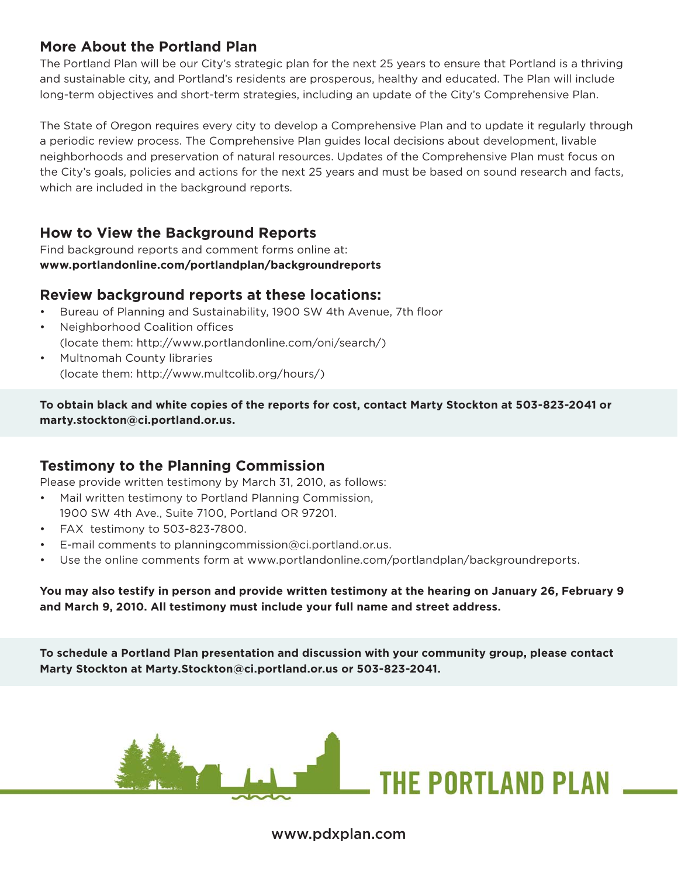## More About the Portland Plan

The Portland Plan will be our City's strategic plan for the next 25 years to ensure that Portland is a thriving and sustainable city, and Portland's residents are prosperous, healthy and educated. The Plan will include long-term objectives and short-term strategies, including an update of the City's Comprehensive Plan.

The State of Oregon requires every city to develop a Comprehensive Plan and to update it regularly through a periodic review process. The Comprehensive Plan guides local decisions about development, livable neighborhoods and preservation of natural resources. Updates of the Comprehensive Plan must focus on the City's goals, policies and actions for the next 25 years and must be based on sound research and facts, which are included in the background reports.

## How to View the Background Reports

Find background reports and comment forms online at:
**www.portlandonline.com/portlandplan/backgroundreports**

## Review background reports at these locations:

- Bureau of Planning and Sustainability, 1900 SW 4th Avenue, 7th floor
- Neighborhood Coalition offices (locate them: http://www.portlandonline.com/oni/search/)
- Multnomah County libraries (locate them: http://www.multcolib.org/hours/)

**To obtain black and white copies of the reports for cost, contact Marty Stockton at 503-823-2041 or marty.stockton@ci.portland.or.us.**

## Testimony to the Planning Commission

Please provide written testimony by March 31, 2010, as follows:

- Mail written testimony to Portland Planning Commission, 1900 SW 4th Ave., Suite 7100, Portland OR 97201.
- FAX testimony to 503-823-7800.
- E-mail comments to planningcommission@ci.portland.or.us.
- Use the online comments form at www.portlandonline.com/portlandplan/backgroundreports.

**You may also testify in person and provide written testimony at the hearing on January 26, February 9 and March 9, 2010. All testimony must include your full name and street address.**

**To schedule a Portland Plan presentation and discussion with your community group, please contact Marty Stockton at Marty.Stockton@ci.portland.or.us or 503-823-2041.**

THE PORTLAND PLAN

www.pdxplan.com